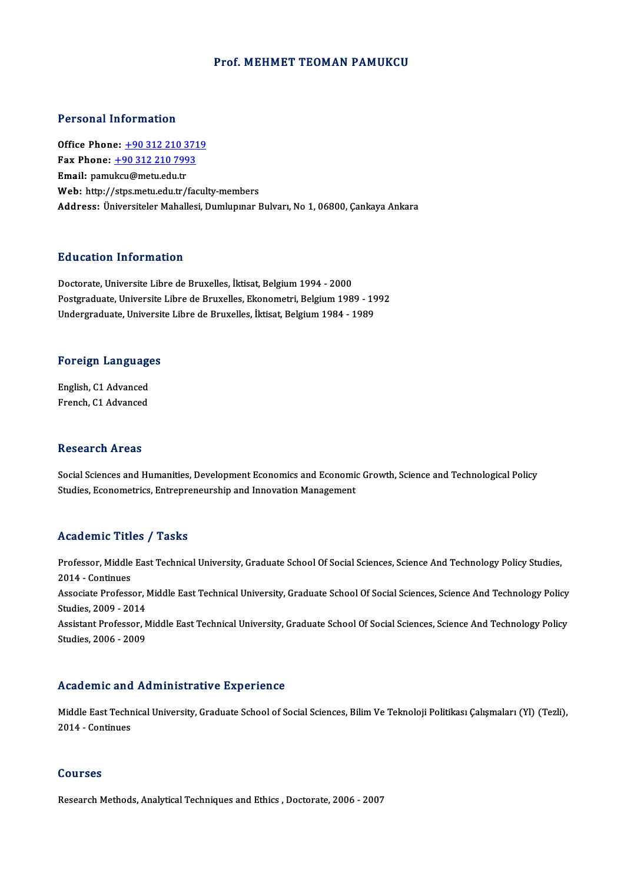# Prof. MEHMET TEOMAN PAMUKCU

## Personal Information

**Office Phone:** +90 312 210 3719
**Fax Phone:** +90 312 210 7993
**Email:** pamukcu@metu.edu.tr
**Web:** http://stps.metu.edu.tr/faculty-members
**Address:** Üniversiteler Mahallesi, Dumlupınar Bulvarı, No 1, 06800, Çankaya Ankara

## Education Information

Doctorate, Universite Libre de Bruxelles, İktisat, Belgium 1994 - 2000
Postgraduate, Universite Libre de Bruxelles, Ekonometri, Belgium 1989 - 1992
Undergraduate, Universite Libre de Bruxelles, İktisat, Belgium 1984 - 1989

## Foreign Languages

English, C1 Advanced
French, C1 Advanced

## Research Areas

Social Sciences and Humanities, Development Economics and Economic Growth, Science and Technological Policy Studies, Econometrics, Entrepreneurship and Innovation Management

## Academic Titles / Tasks

Professor, Middle East Technical University, Graduate School Of Social Sciences, Science And Technology Policy Studies, 2014 - Continues
Associate Professor, Middle East Technical University, Graduate School Of Social Sciences, Science And Technology Policy Studies, 2009 - 2014
Assistant Professor, Middle East Technical University, Graduate School Of Social Sciences, Science And Technology Policy Studies, 2006 - 2009

## Academic and Administrative Experience

Middle East Technical University, Graduate School of Social Sciences, Bilim Ve Teknoloji Politikası Çalışmaları (Yl) (Tezli), 2014 - Continues

## Courses

Research Methods, Analytical Techniques and Ethics , Doctorate, 2006 - 2007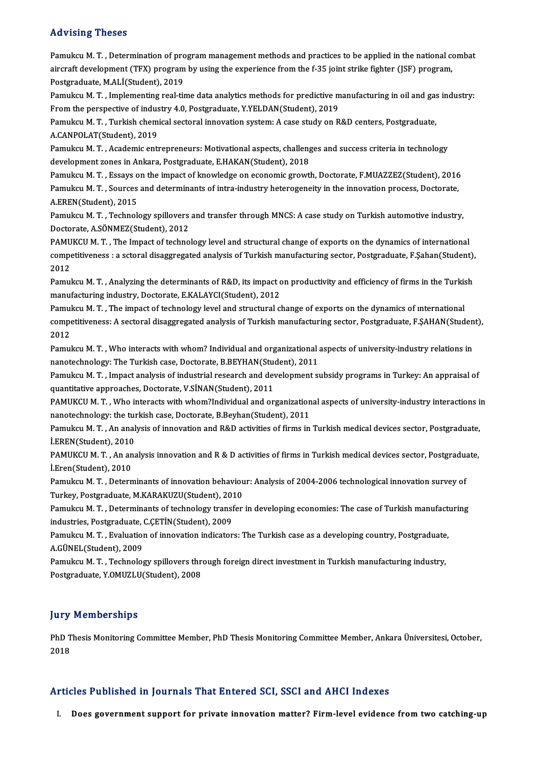## Advising Theses

Pamukcu M. T. , Determination of program management methods and practices to be applied in the national combat aircraft development (TFX) program by using the experience from the f-35 joint strike fighter (JSF) program, Postgraduate, M.ALİ(Student), 2019

Pamukcu M. T. , Implementing real-time data analytics methods for predictive manufacturing in oil and gas industry: From the perspective of industry 4.0, Postgraduate, Y.YELDAN(Student), 2019

Pamukcu M. T. , Turkish chemical sectoral innovation system: A case study on R&D centers, Postgraduate, A.CANPOLAT(Student), 2019

Pamukcu M. T. , Academic entrepreneurs: Motivational aspects, challenges and success criteria in technology development zones in Ankara, Postgraduate, E.HAKAN(Student), 2018

Pamukcu M. T. , Essays on the impact of knowledge on economic growth, Doctorate, F.MUAZZEZ(Student), 2016

Pamukcu M. T. , Sources and determinants of intra-industry heterogeneity in the innovation process, Doctorate, A.EREN(Student), 2015

Pamukcu M. T. , Technology spillovers and transfer through MNCS: A case study on Turkish automotive industry, Doctorate, A.SÖNMEZ(Student), 2012

PAMUKCU M. T. , The Impact of technology level and structural change of exports on the dynamics of international competitiveness : a sctoral disaggregated analysis of Turkish manufacturing sector, Postgraduate, F.Şahan(Student), 2012

Pamukcu M. T. , Analyzing the determinants of R&D, its impact on productivity and efficiency of firms in the Turkish manufacturing industry, Doctorate, E.KALAYCI(Student), 2012

Pamukcu M. T. , The impact of technology level and structural change of exports on the dynamics of ınternational competitiveness: A sectoral disaggregated analysis of Turkish manufacturing sector, Postgraduate, F.ŞAHAN(Student), 2012

Pamukcu M. T. , Who interacts with whom? Individual and organizational aspects of university-industry relations in nanotechnology: The Turkish case, Doctorate, B.BEYHAN(Student), 2011

Pamukcu M. T. , Impact analysis of industrial research and development subsidy programs in Turkey: An appraisal of quantitative approaches, Doctorate, V.SİNAN(Student), 2011

PAMUKCU M. T. , Who interacts with whom?Individual and organizational aspects of university-industry interactions in nanotechnology: the turkish case, Doctorate, B.Beyhan(Student), 2011

Pamukcu M. T. , An analysis of innovation and R&D activities of firms in Turkish medical devices sector, Postgraduate, İ.EREN(Student), 2010

PAMUKCU M. T. , An analysis innovation and R & D activities of firms in Turkish medical devices sector, Postgraduate, İ.Eren(Student), 2010

Pamukcu M. T. , Determinants of innovation behaviour: Analysis of 2004-2006 technological innovation survey of Turkey, Postgraduate, M.KARAKUZU(Student), 2010

Pamukcu M. T. , Determinants of technology transfer in developing economies: The case of Turkish manufacturing industries, Postgraduate, C.ÇETİN(Student), 2009

Pamukcu M. T. , Evaluation of innovation indicators: The Turkish case as a developing country, Postgraduate, A.GÜNEL(Student), 2009

Pamukcu M. T. , Technology spillovers through foreign direct investment in Turkish manufacturing industry, Postgraduate, Y.OMUZLU(Student), 2008

## Jury Memberships

PhD Thesis Monitoring Committee Member, PhD Thesis Monitoring Committee Member, Ankara Üniversitesi, October, 2018

## Articles Published in Journals That Entered SCI, SSCI and AHCI Indexes

I. **Does government support for private innovation matter? Firm-level evidence from two catching-up**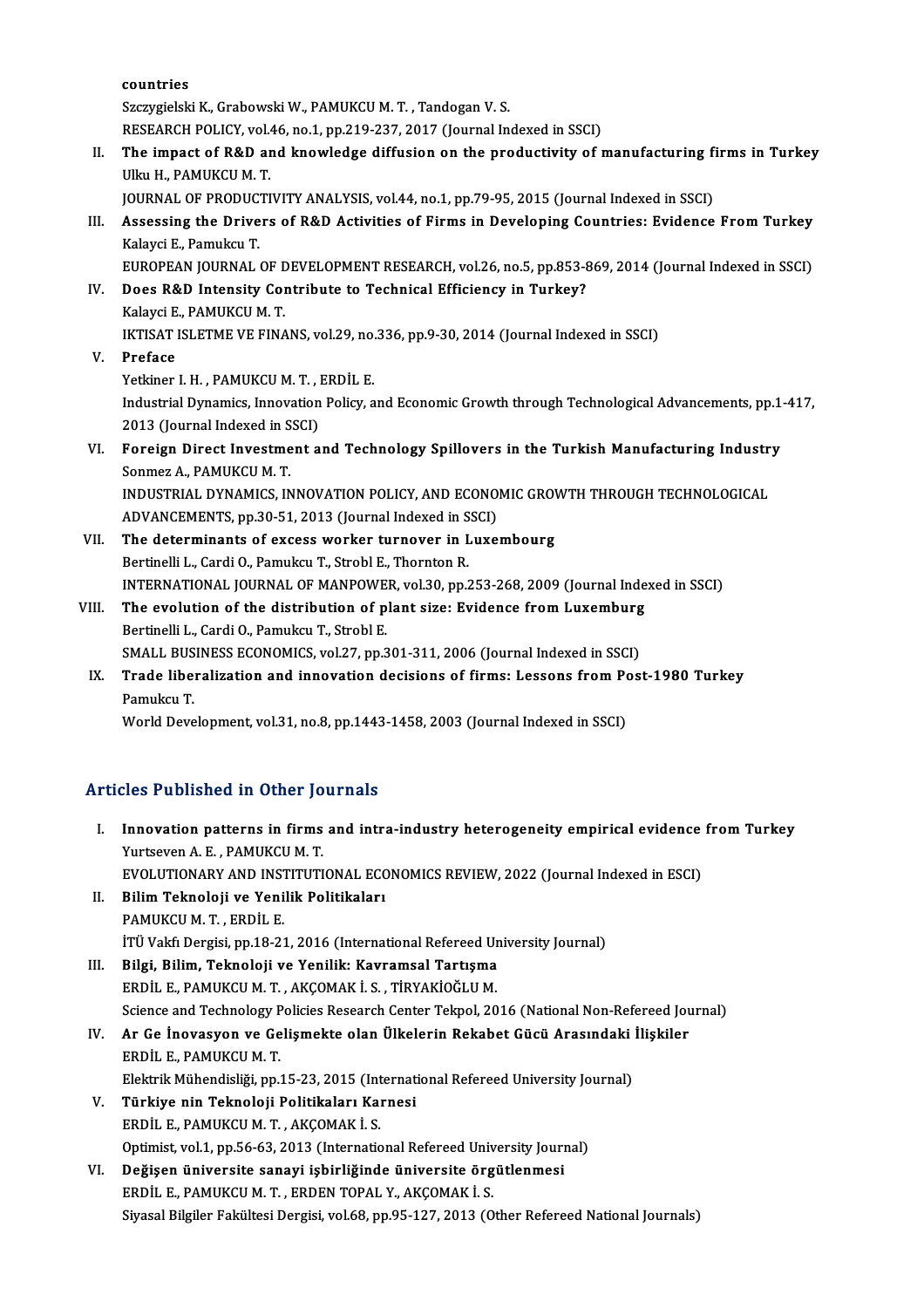countries
Szczygielski K., Grabowski W., PAMUKCU M. T. , Tandogan V. S.
RESEARCH POLICY, vol.46, no.1, pp.219-237, 2017 (Journal Indexed in SSCI)

II. **The impact of R&D and knowledge diffusion on the productivity of manufacturing firms in Turkey**
Ulku H., PAMUKCU M. T.
JOURNAL OF PRODUCTIVITY ANALYSIS, vol.44, no.1, pp.79-95, 2015 (Journal Indexed in SSCI)

III. **Assessing the Drivers of R&D Activities of Firms in Developing Countries: Evidence From Turkey**
Kalayci E., Pamukcu T.
EUROPEAN JOURNAL OF DEVELOPMENT RESEARCH, vol.26, no.5, pp.853-869, 2014 (Journal Indexed in SSCI)

IV. **Does R&D Intensity Contribute to Technical Efficiency in Turkey?**
Kalayci E., PAMUKCU M. T.
IKTISAT ISLETME VE FINANS, vol.29, no.336, pp.9-30, 2014 (Journal Indexed in SSCI)

V. **Preface**
Yetkiner I. H. , PAMUKCU M. T. , ERDİL E.
Industrial Dynamics, Innovation Policy, and Economic Growth through Technological Advancements, pp.1-417, 2013 (Journal Indexed in SSCI)

VI. **Foreign Direct Investment and Technology Spillovers in the Turkish Manufacturing Industry**
Sonmez A., PAMUKCU M. T.
INDUSTRIAL DYNAMICS, INNOVATION POLICY, AND ECONOMIC GROWTH THROUGH TECHNOLOGICAL ADVANCEMENTS, pp.30-51, 2013 (Journal Indexed in SSCI)

VII. **The determinants of excess worker turnover in Luxembourg**
Bertinelli L., Cardi O., Pamukcu T., Strobl E., Thornton R.
INTERNATIONAL JOURNAL OF MANPOWER, vol.30, pp.253-268, 2009 (Journal Indexed in SSCI)

VIII. **The evolution of the distribution of plant size: Evidence from Luxemburg**
Bertinelli L., Cardi O., Pamukcu T., Strobl E.
SMALL BUSINESS ECONOMICS, vol.27, pp.301-311, 2006 (Journal Indexed in SSCI)

IX. **Trade liberalization and innovation decisions of firms: Lessons from Post-1980 Turkey**
Pamukcu T.
World Development, vol.31, no.8, pp.1443-1458, 2003 (Journal Indexed in SSCI)

## Articles Published in Other Journals

I. **Innovation patterns in firms and intra-industry heterogeneity empirical evidence from Turkey**
Yurtseven A. E. , PAMUKCU M. T.
EVOLUTIONARY AND INSTITUTIONAL ECONOMICS REVIEW, 2022 (Journal Indexed in ESCI)

II. **Bilim Teknoloji ve Yenilik Politikaları**
PAMUKCU M. T. , ERDİL E.
İTÜ Vakfı Dergisi, pp.18-21, 2016 (International Refereed University Journal)

III. **Bilgi, Bilim, Teknoloji ve Yenilik: Kavramsal Tartışma**
ERDİL E., PAMUKCU M. T. , AKÇOMAK İ. S. , TİRYAKİOĞLU M.
Science and Technology Policies Research Center Tekpol, 2016 (National Non-Refereed Journal)

IV. **Ar Ge İnovasyon ve Gelişmekte olan Ülkelerin Rekabet Gücü Arasındaki İlişkiler**
ERDİL E., PAMUKCU M. T.
Elektrik Mühendisliği, pp.15-23, 2015 (International Refereed University Journal)

V. **Türkiye nin Teknoloji Politikaları Karnesi**
ERDİL E., PAMUKCU M. T. , AKÇOMAK İ. S.
Optimist, vol.1, pp.56-63, 2013 (International Refereed University Journal)

VI. **Değişen üniversite sanayi işbirliğinde üniversite örgütlenmesi**
ERDİL E., PAMUKCU M. T. , ERDEN TOPAL Y., AKÇOMAK İ. S.
Siyasal Bilgiler Fakültesi Dergisi, vol.68, pp.95-127, 2013 (Other Refereed National Journals)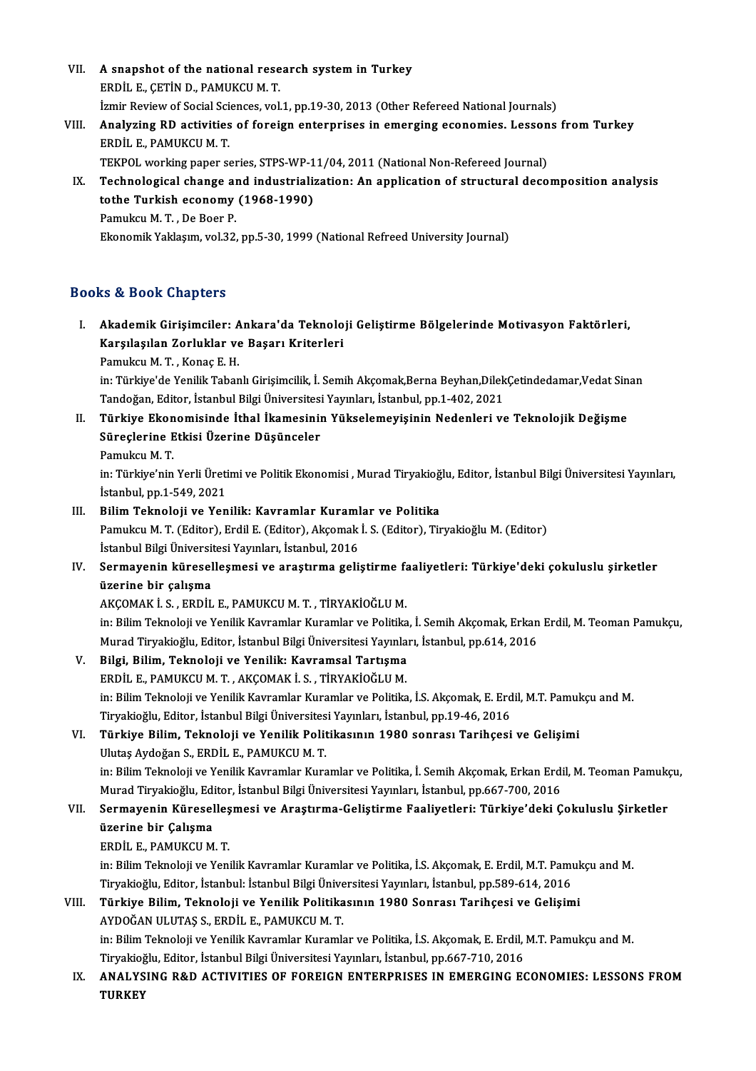VII. **A snapshot of the national research system in Turkey**
ERDİL E., ÇETİN D., PAMUKCU M. T.
İzmir Review of Social Sciences, vol.1, pp.19-30, 2013 (Other Refereed National Journals)

VIII. **Analyzing RD activities of foreign enterprises in emerging economies. Lessons from Turkey**
ERDİL E., PAMUKCU M. T.
TEKPOL working paper series, STPS-WP-11/04, 2011 (National Non-Refereed Journal)

IX. **Technological change and industrialization: An application of structural decomposition analysis tothe Turkish economy (1968-1990)**
Pamukcu M. T. , De Boer P.
Ekonomik Yaklaşım, vol.32, pp.5-30, 1999 (National Refreed University Journal)

## Books & Book Chapters

I. **Akademik Girişimciler: Ankara'da Teknoloji Geliştirme Bölgelerinde Motivasyon Faktörleri, Karşılaşılan Zorluklar ve Başarı Kriterleri**
Pamukcu M. T. , Konaç E. H.
in: Türkiye'de Yenilik Tabanlı Girişimcilik, İ. Semih Akçomak,Berna Beyhan,DilekÇetindedamar,Vedat Sinan Tandoğan, Editor, İstanbul Bilgi Üniversitesi Yayınları, İstanbul, pp.1-402, 2021

II. **Türkiye Ekonomisinde İthal İkamesinin Yükselemeyişinin Nedenleri ve Teknolojik Değişme Süreçlerine Etkisi Üzerine Düşünceler**
Pamukcu M. T.
in: Türkiye'nin Yerli Üretimi ve Politik Ekonomisi , Murad Tiryakioğlu, Editor, İstanbul Bilgi Üniversitesi Yayınları, İstanbul, pp.1-549, 2021

III. **Bilim Teknoloji ve Yenilik: Kavramlar Kuramlar ve Politika**
Pamukcu M. T. (Editor), Erdil E. (Editor), Akçomak İ. S. (Editor), Tiryakioğlu M. (Editor)
İstanbul Bilgi Üniversitesi Yayınları, İstanbul, 2016

IV. **Sermayenin küreselleşmesi ve araştırma geliştirme faaliyetleri: Türkiye'deki çokuluslu şirketler üzerine bir çalışma**
AKÇOMAK İ. S. , ERDİL E., PAMUKCU M. T. , TİRYAKİOĞLU M.
in: Bilim Teknoloji ve Yenilik Kavramlar Kuramlar ve Politika, İ. Semih Akçomak, Erkan Erdil, M. Teoman Pamukçu, Murad Tiryakioğlu, Editor, İstanbul Bilgi Üniversitesi Yayınları, İstanbul, pp.614, 2016

V. **Bilgi, Bilim, Teknoloji ve Yenilik: Kavramsal Tartışma**
ERDİL E., PAMUKCU M. T. , AKÇOMAK İ. S. , TİRYAKİOĞLU M.
in: Bilim Teknoloji ve Yenilik Kavramlar Kuramlar ve Politika, İ.S. Akçomak, E. Erdil, M.T. Pamukçu and M. Tiryakioğlu, Editor, İstanbul Bilgi Üniversitesi Yayınları, İstanbul, pp.19-46, 2016

VI. **Türkiye Bilim, Teknoloji ve Yenilik Politikasının 1980 sonrası Tarihçesi ve Gelişimi**
Ulutaş Aydoğan S., ERDİL E., PAMUKCU M. T.
in: Bilim Teknoloji ve Yenilik Kavramlar Kuramlar ve Politika, İ. Semih Akçomak, Erkan Erdil, M. Teoman Pamukçu, Murad Tiryakioğlu, Editor, İstanbul Bilgi Üniversitesi Yayınları, İstanbul, pp.667-700, 2016

VII. **Sermayenin Küreselleşmesi ve Araştırma-Geliştirme Faaliyetleri: Türkiye'deki Çokuluslu Şirketler üzerine bir Çalışma**
ERDİL E., PAMUKCU M. T.
in: Bilim Teknoloji ve Yenilik Kavramlar Kuramlar ve Politika, İ.S. Akçomak, E. Erdil, M.T. Pamukçu and M. Tiryakioğlu, Editor, İstanbul: İstanbul Bilgi Üniversitesi Yayınları, İstanbul, pp.589-614, 2016

VIII. **Türkiye Bilim, Teknoloji ve Yenilik Politikasının 1980 Sonrası Tarihçesi ve Gelişimi**
AYDOĞAN ULUTAŞ S., ERDİL E., PAMUKCU M. T.
in: Bilim Teknoloji ve Yenilik Kavramlar Kuramlar ve Politika, İ.S. Akçomak, E. Erdil, M.T. Pamukçu and M. Tiryakioğlu, Editor, İstanbul Bilgi Üniversitesi Yayınları, İstanbul, pp.667-710, 2016

IX. **ANALYSING R&D ACTIVITIES OF FOREIGN ENTERPRISES IN EMERGING ECONOMIES: LESSONS FROM TURKEY**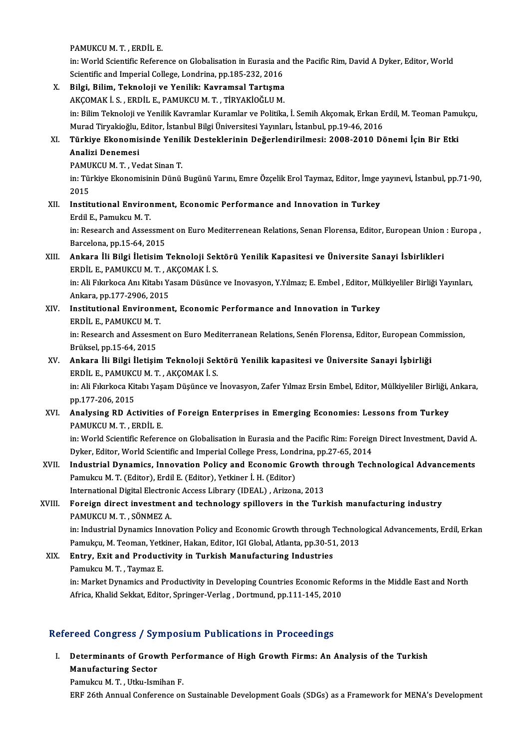PAMUKCU M. T. , ERDİL E.

in: World Scientific Reference on Globalisation in Eurasia and the Pacific Rim, David A Dyker, Editor, World Scientific and Imperial College, Londrina, pp.185-232, 2016

X. **Bilgi, Bilim, Teknoloji ve Yenilik: Kavramsal Tartışma**
AKÇOMAK İ. S. , ERDİL E., PAMUKCU M. T. , TİRYAKİOĞLU M.
in: Bilim Teknoloji ve Yenilik Kavramlar Kuramlar ve Politika, İ. Semih Akçomak, Erkan Erdil, M. Teoman Pamukçu, Murad Tiryakioğlu, Editor, İstanbul Bilgi Üniversitesi Yayınları, İstanbul, pp.19-46, 2016

XI. **Türkiye Ekonomisinde Yenilik Desteklerinin Değerlendirilmesi: 2008-2010 Dönemi İçin Bir Etki Analizi Denemesi**
PAMUKCU M. T. , Vedat Sinan T.
in: Türkiye Ekonomisinin Dünü Bugünü Yarını, Emre Özçelik Erol Taymaz, Editor, İmge yayınevi, İstanbul, pp.71-90, 2015

XII. **Institutional Environment, Economic Performance and Innovation in Turkey**
Erdil E., Pamukcu M. T.
in: Research and Assessment on Euro Mediterrenean Relations, Senan Florensa, Editor, European Union : Europa , Barcelona, pp.15-64, 2015

XIII. **Ankara İli Bilgi İletisim Teknoloji Sektörü Yenilik Kapasitesi ve Üniversite Sanayi İsbirlikleri**
ERDİL E., PAMUKCU M. T. , AKÇOMAK İ. S.
in: Ali Fıkırkoca Anı Kitabı Yasam Düsünce ve Inovasyon, Y.Yılmaz; E. Embel , Editor, Mülkiyeliler Birliği Yayınları, Ankara, pp.177-2906, 2015

XIV. **Institutional Environment, Economic Performance and Innovation in Turkey**
ERDİL E., PAMUKCU M. T.
in: Research and Assesment on Euro Mediterranean Relations, Senén Florensa, Editor, European Commission, Brüksel, pp.15-64, 2015

XV. **Ankara İli Bilgi İletişim Teknoloji Sektörü Yenilik kapasitesi ve Üniversite Sanayi İşbirliği**
ERDİL E., PAMUKCU M. T. , AKÇOMAK İ. S.
in: Ali Fıkırkoca Kitabı Yaşam Düşünce ve İnovasyon, Zafer Yılmaz Ersin Embel, Editor, Mülkiyeliler Birliği, Ankara, pp.177-206, 2015

XVI. **Analysing RD Activities of Foreign Enterprises in Emerging Economies: Lessons from Turkey**
PAMUKCU M. T. , ERDİL E.
in: World Scientific Reference on Globalisation in Eurasia and the Pacific Rim: Foreign Direct Investment, David A. Dyker, Editor, World Scientific and Imperial College Press, Londrina, pp.27-65, 2014

XVII. **Industrial Dynamics, Innovation Policy and Economic Growth through Technological Advancements**
Pamukcu M. T. (Editor), Erdil E. (Editor), Yetkiner İ. H. (Editor)
International Digital Electronic Access Library (IDEAL) , Arizona, 2013

XVIII. **Foreign direct investment and technology spillovers in the Turkish manufacturing industry**
PAMUKCU M. T. , SÖNMEZ A.
in: Industrial Dynamics Innovation Policy and Economic Growth through Technological Advancements, Erdil, Erkan Pamukçu, M. Teoman, Yetkiner, Hakan, Editor, IGI Global, Atlanta, pp.30-51, 2013

XIX. **Entry, Exit and Productivity in Turkish Manufacturing Industries**
Pamukcu M. T. , Taymaz E.
in: Market Dynamics and Productivity in Developing Countries Economic Reforms in the Middle East and North Africa, Khalid Sekkat, Editor, Springer-Verlag , Dortmund, pp.111-145, 2010

## Refereed Congress / Symposium Publications in Proceedings

I. **Determinants of Growth Performance of High Growth Firms: An Analysis of the Turkish Manufacturing Sector**
Pamukcu M. T. , Utku-Ismihan F.
ERF 26th Annual Conference on Sustainable Development Goals (SDGs) as a Framework for MENA's Development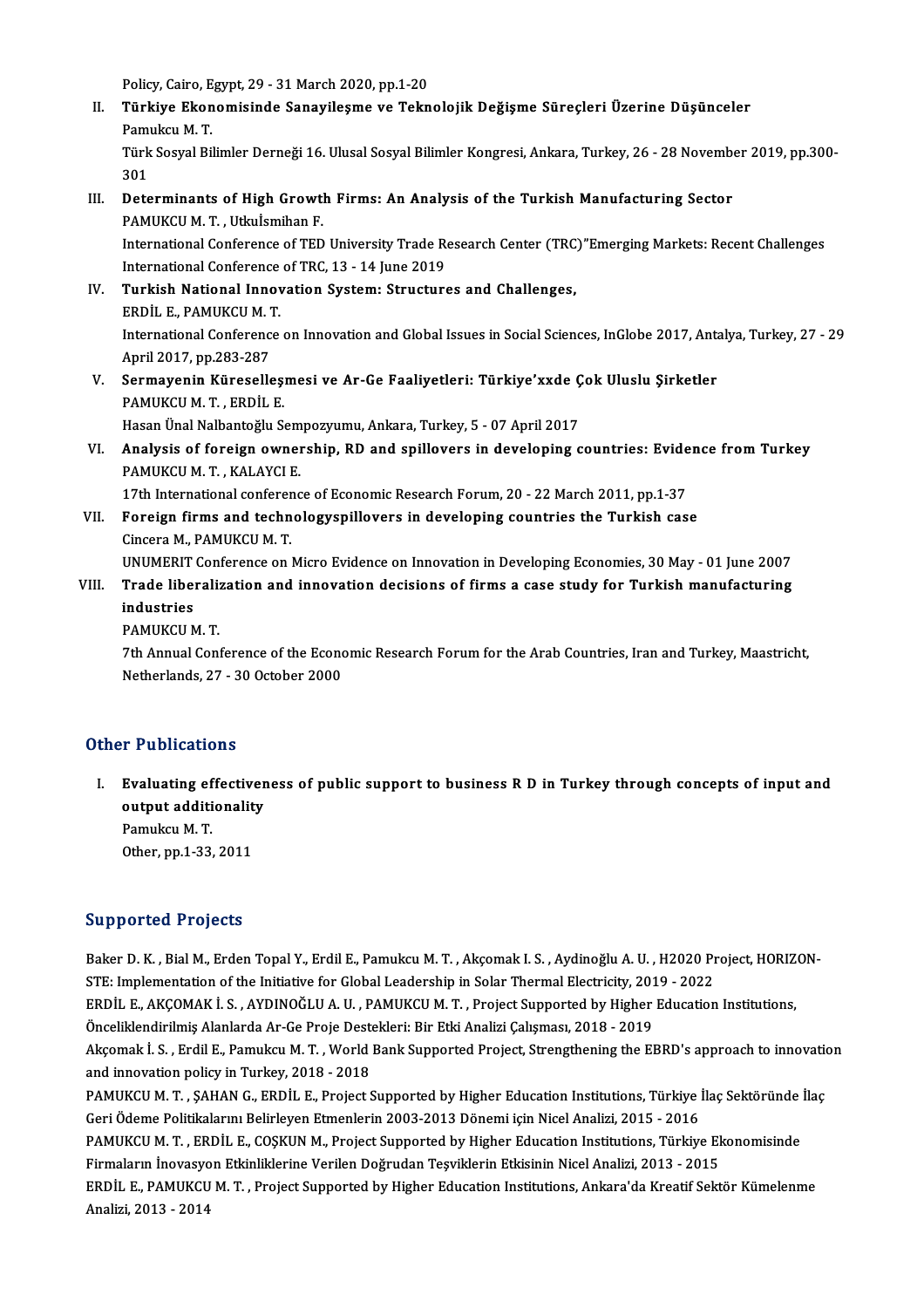Policy, Cairo, Egypt, 29 - 31 March 2020, pp.1-20

II. **Türkiye Ekonomisinde Sanayileşme ve Teknolojik Değişme Süreçleri Üzerine Düşünceler**
Pamukcu M. T.
Türk Sosyal Bilimler Derneği 16. Ulusal Sosyal Bilimler Kongresi, Ankara, Turkey, 26 - 28 November 2019, pp.300-301

III. **Determinants of High Growth Firms: An Analysis of the Turkish Manufacturing Sector**
PAMUKCU M. T. , Utkuİsmihan F.
International Conference of TED University Trade Research Center (TRC)"Emerging Markets: Recent Challenges International Conference of TRC, 13 - 14 June 2019

IV. **Turkish National Innovation System: Structures and Challenges,**
ERDİL E., PAMUKCU M. T.
International Conference on Innovation and Global Issues in Social Sciences, InGlobe 2017, Antalya, Turkey, 27 - 29 April 2017, pp.283-287

V. **Sermayenin Küreselleşmesi ve Ar-Ge Faaliyetleri: Türkiye'xxde Çok Uluslu Şirketler**
PAMUKCU M. T. , ERDİL E.
Hasan Ünal Nalbantoğlu Sempozyumu, Ankara, Turkey, 5 - 07 April 2017

VI. **Analysis of foreign ownership, RD and spillovers in developing countries: Evidence from Turkey**
PAMUKCU M. T. , KALAYCI E.
17th International conference of Economic Research Forum, 20 - 22 March 2011, pp.1-37

VII. **Foreign firms and technologyspillovers in developing countries the Turkish case**
Cincera M., PAMUKCU M. T.
UNUMERIT Conference on Micro Evidence on Innovation in Developing Economies, 30 May - 01 June 2007

VIII. **Trade liberalization and innovation decisions of firms a case study for Turkish manufacturing industries**
PAMUKCU M. T.
7th Annual Conference of the Economic Research Forum for the Arab Countries, Iran and Turkey, Maastricht, Netherlands, 27 - 30 October 2000

## Other Publications

I. **Evaluating effectiveness of public support to business R D in Turkey through concepts of input and output additionality**
Pamukcu M. T.
Other, pp.1-33, 2011

## Supported Projects

Baker D. K. , Bial M., Erden Topal Y., Erdil E., Pamukcu M. T. , Akçomak I. S. , Aydinoğlu A. U. , H2020 Project, HORIZON-STE: Implementation of the Initiative for Global Leadership in Solar Thermal Electricity, 2019 - 2022

ERDİL E., AKÇOMAK İ. S. , AYDINOĞLU A. U. , PAMUKCU M. T. , Project Supported by Higher Education Institutions, Önceliklendirilmiş Alanlarda Ar-Ge Proje Destekleri: Bir Etki Analizi Çalışması, 2018 - 2019

Akçomak İ. S. , Erdil E., Pamukcu M. T. , World Bank Supported Project, Strengthening the EBRD's approach to innovation and innovation policy in Turkey, 2018 - 2018

PAMUKCU M. T. , ŞAHAN G., ERDİL E., Project Supported by Higher Education Institutions, Türkiye İlaç Sektöründe İlaç Geri Ödeme Politikalarını Belirleyen Etmenlerin 2003-2013 Dönemi için Nicel Analizi, 2015 - 2016

PAMUKCU M. T. , ERDİL E., COŞKUN M., Project Supported by Higher Education Institutions, Türkiye Ekonomisinde Firmaların İnovasyon Etkinliklerine Verilen Doğrudan Teşviklerin Etkisinin Nicel Analizi, 2013 - 2015

ERDİL E., PAMUKCU M. T. , Project Supported by Higher Education Institutions, Ankara'da Kreatif Sektör Kümelenme Analizi, 2013 - 2014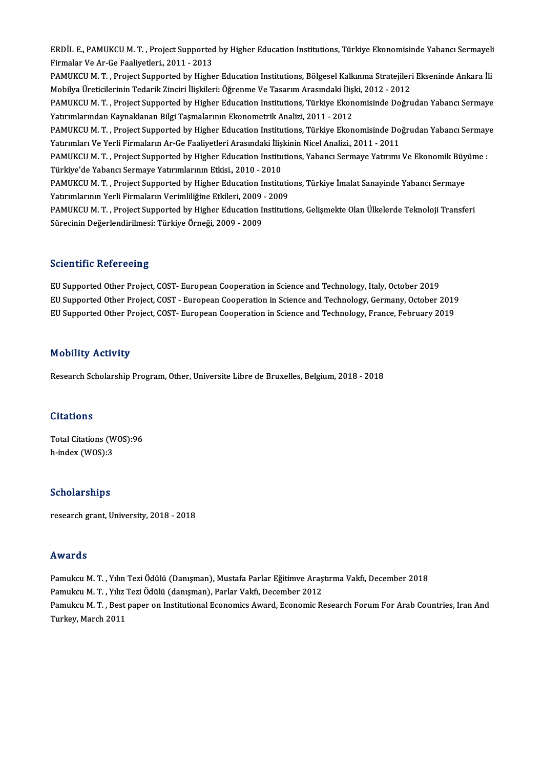ERDİL E., PAMUKCU M. T. , Project Supported by Higher Education Institutions, Türkiye Ekonomisinde Yabancı Sermayeli Firmalar Ve Ar-Ge Faaliyetleri., 2011 - 2013

PAMUKCU M. T. , Project Supported by Higher Education Institutions, Bölgesel Kalkınma Stratejileri Ekseninde Ankara İli Mobilya Üreticilerinin Tedarik Zinciri İlişkileri: Öğrenme Ve Tasarım Arasındaki İlişki, 2012 - 2012

PAMUKCU M. T. , Project Supported by Higher Education Institutions, Türkiye Ekonomisinde Doğrudan Yabancı Sermaye Yatırımlarından Kaynaklanan Bilgi Taşmalarının Ekonometrik Analizi, 2011 - 2012

PAMUKCU M. T. , Project Supported by Higher Education Institutions, Türkiye Ekonomisinde Doğrudan Yabancı Sermaye Yatırımları Ve Yerli Firmaların Ar-Ge Faaliyetleri Arasındaki İlişkinin Nicel Analizi., 2011 - 2011

PAMUKCU M. T. , Project Supported by Higher Education Institutions, Yabancı Sermaye Yatırımı Ve Ekonomik Büyüme : Türkiye'de Yabancı Sermaye Yatırımlarının Etkisi., 2010 - 2010

PAMUKCU M. T. , Project Supported by Higher Education Institutions, Türkiye İmalat Sanayinde Yabancı Sermaye Yatırımlarının Yerli Firmaların Verimliliğine Etkileri, 2009 - 2009

PAMUKCU M. T. , Project Supported by Higher Education Institutions, Gelişmekte Olan Ülkelerde Teknoloji Transferi Sürecinin Değerlendirilmesi: Türkiye Örneği, 2009 - 2009

## Scientific Refereeing

EU Supported Other Project, COST- European Cooperation in Science and Technology, Italy, October 2019

EU Supported Other Project, COST - European Cooperation in Science and Technology, Germany, October 2019

EU Supported Other Project, COST- European Cooperation in Science and Technology, France, February 2019

## Mobility Activity

Research Scholarship Program, Other, Universite Libre de Bruxelles, Belgium, 2018 - 2018

## Citations

Total Citations (WOS):96

h-index (WOS):3

## Scholarships

research grant, University, 2018 - 2018

## Awards

Pamukcu M. T. , Yılın Tezi Ödülü (Danışman), Mustafa Parlar Eğitimve Araştırma Vakfı, December 2018

Pamukcu M. T. , Yılız Tezi Ödülü (danışman), Parlar Vakfı, December 2012

Pamukcu M. T. , Best paper on Institutional Economics Award, Economic Research Forum For Arab Countries, Iran And Turkey, March 2011